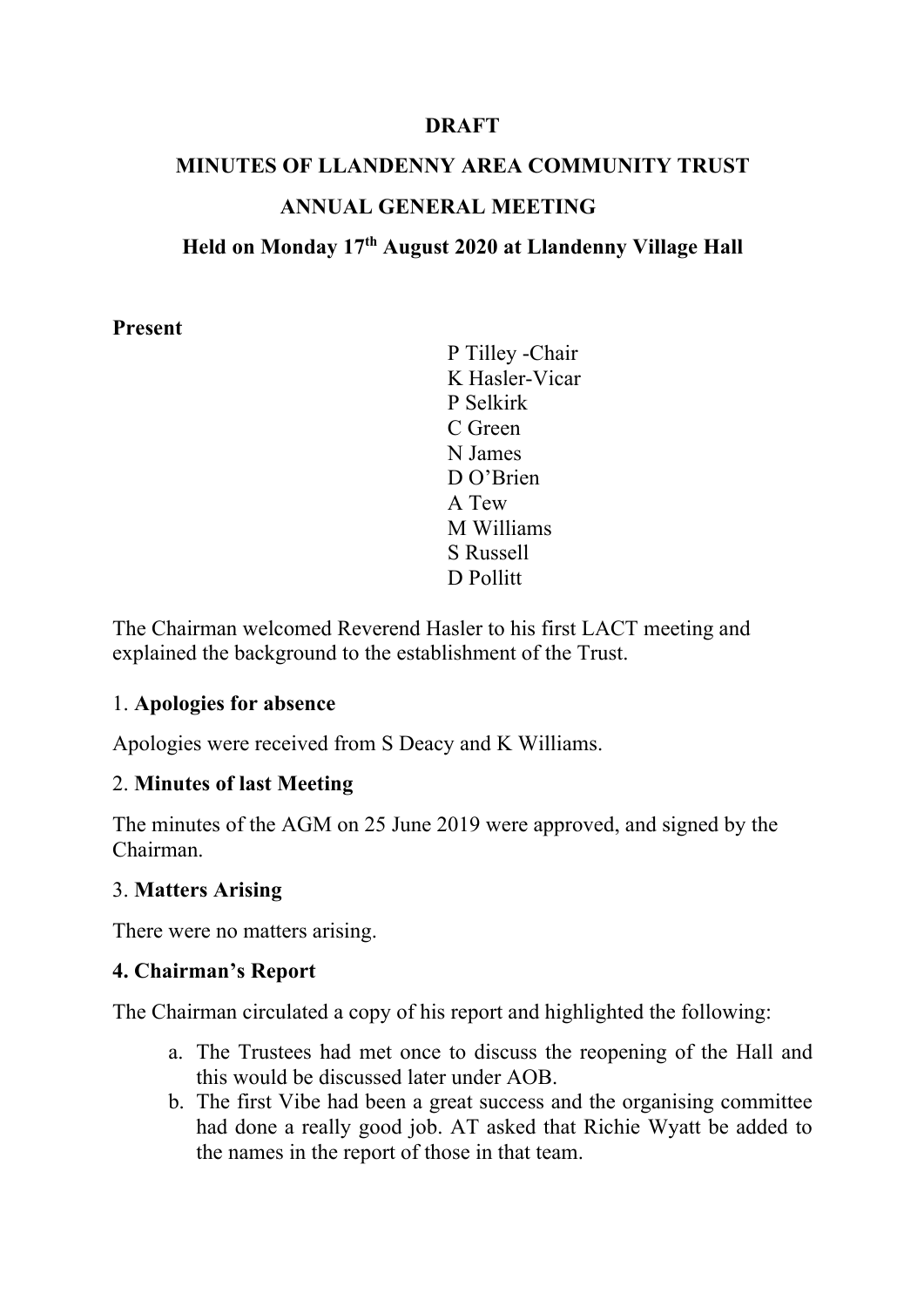**DRAFT**

**MINUTES OF LLANDENNY AREA COMMUNITY TRUST**

**ANNUAL GENERAL MEETING**

**Held on Monday 17th August 2020 at Llandenny Village Hall**

**Present**

P Tilley -Chair
K Hasler-Vicar
P Selkirk
C Green
N James
D O'Brien
A Tew
M Williams
S Russell
D Pollitt

The Chairman welcomed Reverend Hasler to his first LACT meeting and explained the background to the establishment of the Trust.

1. **Apologies for absence**

Apologies were received from S Deacy and K Williams.

2. **Minutes of last Meeting**

The minutes of the AGM on 25 June 2019 were approved, and signed by the Chairman.

3. **Matters Arising**

There were no matters arising.

**4. Chairman's Report**

The Chairman circulated a copy of his report and highlighted the following:

a. The Trustees had met once to discuss the reopening of the Hall and this would be discussed later under AOB.
b. The first Vibe had been a great success and the organising committee had done a really good job. AT asked that Richie Wyatt be added to the names in the report of those in that team.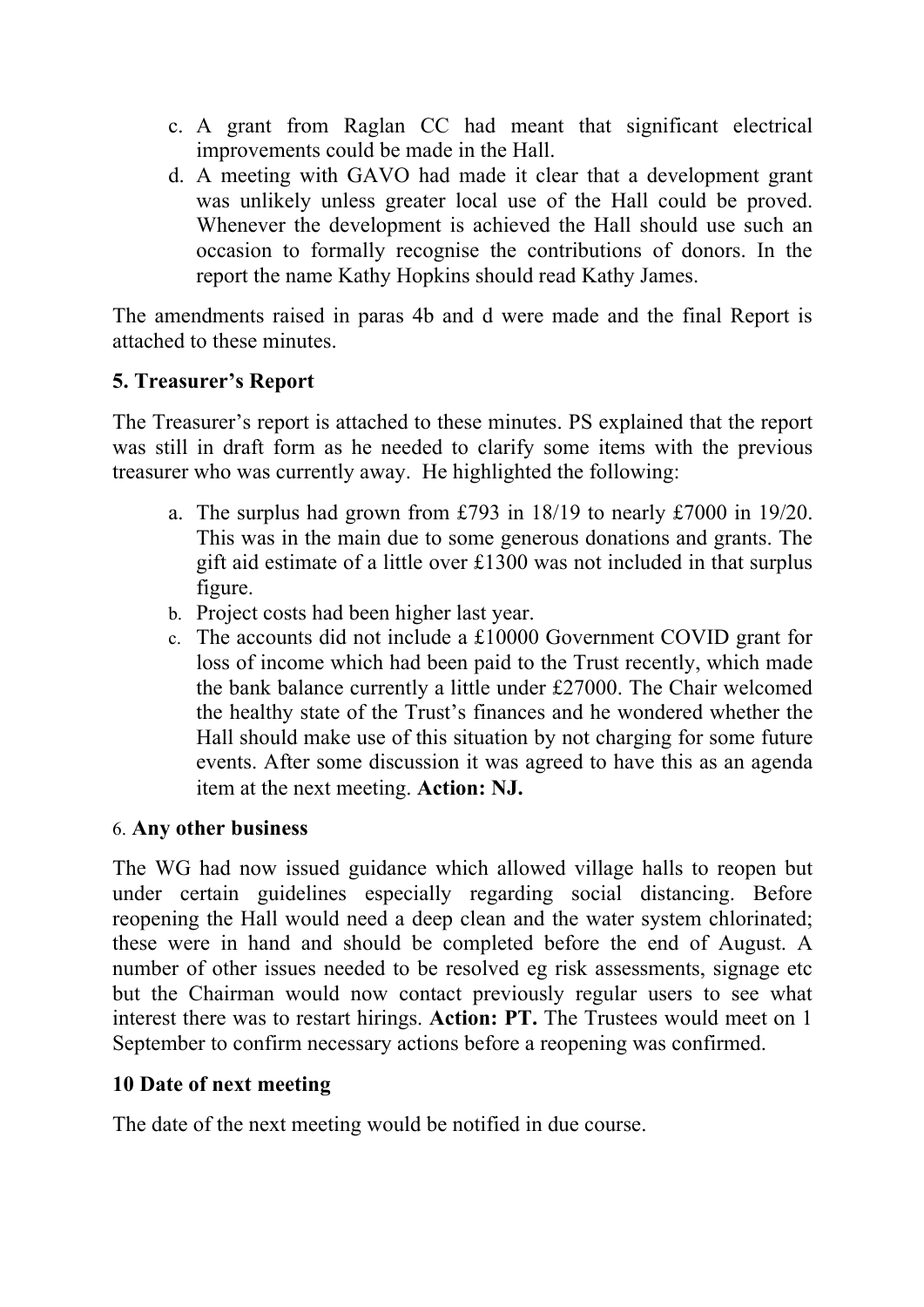c. A grant from Raglan CC had meant that significant electrical improvements could be made in the Hall.
d. A meeting with GAVO had made it clear that a development grant was unlikely unless greater local use of the Hall could be proved. Whenever the development is achieved the Hall should use such an occasion to formally recognise the contributions of donors. In the report the name Kathy Hopkins should read Kathy James.

The amendments raised in paras 4b and d were made and the final Report is attached to these minutes.

**5. Treasurer's Report**

The Treasurer's report is attached to these minutes. PS explained that the report was still in draft form as he needed to clarify some items with the previous treasurer who was currently away. He highlighted the following:

a. The surplus had grown from £793 in 18/19 to nearly £7000 in 19/20. This was in the main due to some generous donations and grants. The gift aid estimate of a little over £1300 was not included in that surplus figure.
b. Project costs had been higher last year.
c. The accounts did not include a £10000 Government COVID grant for loss of income which had been paid to the Trust recently, which made the bank balance currently a little under £27000. The Chair welcomed the healthy state of the Trust's finances and he wondered whether the Hall should make use of this situation by not charging for some future events. After some discussion it was agreed to have this as an agenda item at the next meeting. **Action: NJ.**

6. **Any other business**

The WG had now issued guidance which allowed village halls to reopen but under certain guidelines especially regarding social distancing. Before reopening the Hall would need a deep clean and the water system chlorinated; these were in hand and should be completed before the end of August. A number of other issues needed to be resolved eg risk assessments, signage etc but the Chairman would now contact previously regular users to see what interest there was to restart hirings. **Action: PT.** The Trustees would meet on 1 September to confirm necessary actions before a reopening was confirmed.

**10 Date of next meeting**

The date of the next meeting would be notified in due course.